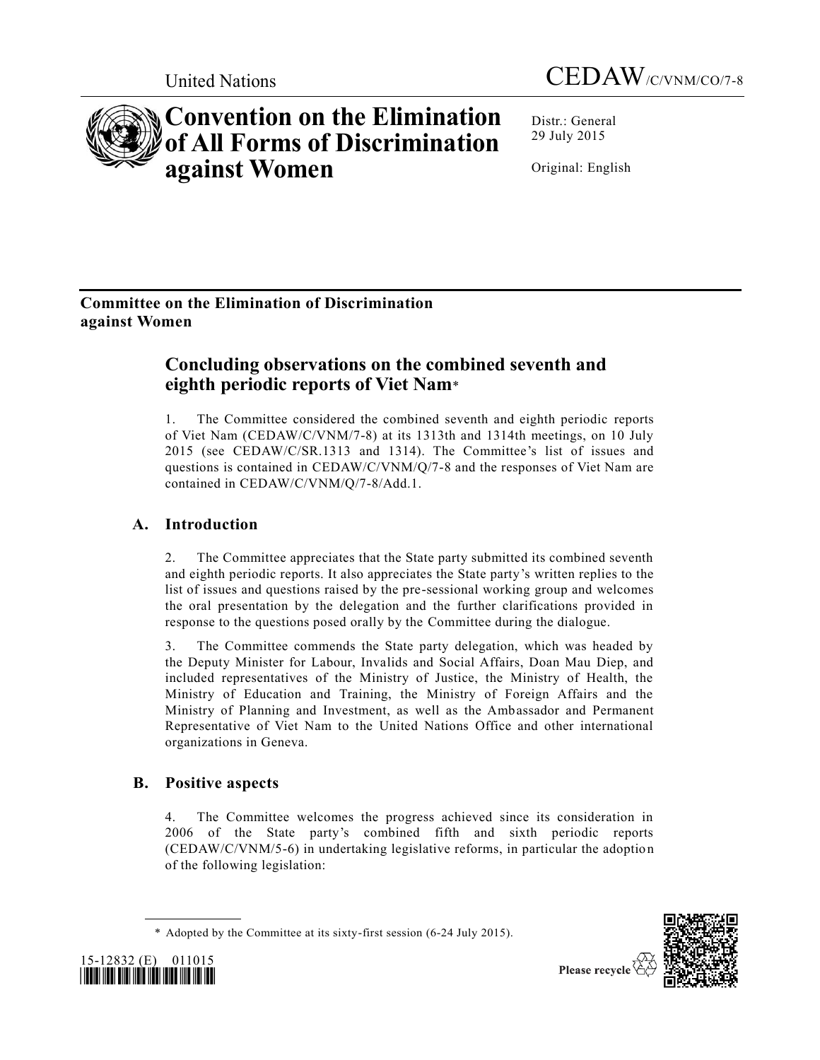United Nations CEDAW/C/VNM/CO/7-8

# Convention on the Elimination of All Forms of Discrimination against Women

Distr.: General
29 July 2015

Original: English

**Committee on the Elimination of Discrimination against Women**

## Concluding observations on the combined seventh and eighth periodic reports of Viet Nam*

1. The Committee considered the combined seventh and eighth periodic reports of Viet Nam (CEDAW/C/VNM/7-8) at its 1313th and 1314th meetings, on 10 July 2015 (see CEDAW/C/SR.1313 and 1314). The Committee's list of issues and questions is contained in CEDAW/C/VNM/Q/7-8 and the responses of Viet Nam are contained in CEDAW/C/VNM/Q/7-8/Add.1.

## A. Introduction

2. The Committee appreciates that the State party submitted its combined seventh and eighth periodic reports. It also appreciates the State party's written replies to the list of issues and questions raised by the pre-sessional working group and welcomes the oral presentation by the delegation and the further clarifications provided in response to the questions posed orally by the Committee during the dialogue.

3. The Committee commends the State party delegation, which was headed by the Deputy Minister for Labour, Invalids and Social Affairs, Doan Mau Diep, and included representatives of the Ministry of Justice, the Ministry of Health, the Ministry of Education and Training, the Ministry of Foreign Affairs and the Ministry of Planning and Investment, as well as the Ambassador and Permanent Representative of Viet Nam to the United Nations Office and other international organizations in Geneva.

## B. Positive aspects

4. The Committee welcomes the progress achieved since its consideration in 2006 of the State party's combined fifth and sixth periodic reports (CEDAW/C/VNM/5-6) in undertaking legislative reforms, in particular the adoption of the following legislation:

* Adopted by the Committee at its sixty-first session (6-24 July 2015).

15-12832 (E) 011015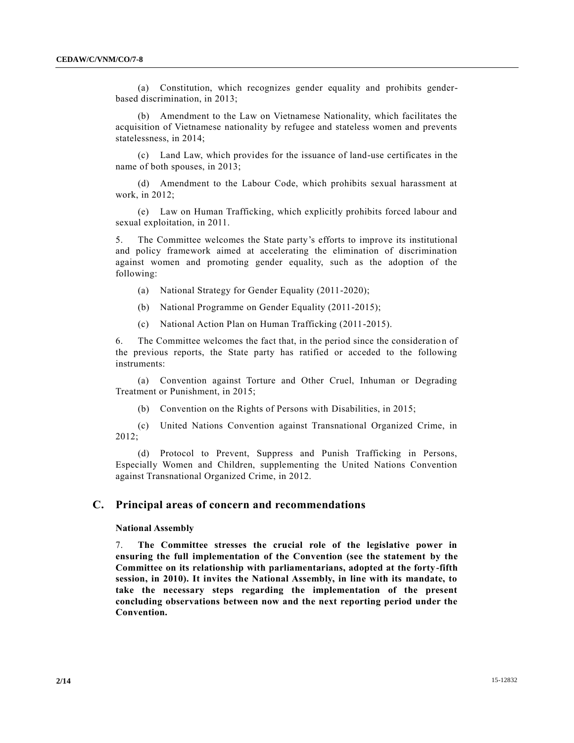(a) Constitution, which recognizes gender equality and prohibits gender-based discrimination, in 2013;

(b) Amendment to the Law on Vietnamese Nationality, which facilitates the acquisition of Vietnamese nationality by refugee and stateless women and prevents statelessness, in 2014;

(c) Land Law, which provides for the issuance of land-use certificates in the name of both spouses, in 2013;

(d) Amendment to the Labour Code, which prohibits sexual harassment at work, in 2012;

(e) Law on Human Trafficking, which explicitly prohibits forced labour and sexual exploitation, in 2011.

5. The Committee welcomes the State party's efforts to improve its institutional and policy framework aimed at accelerating the elimination of discrimination against women and promoting gender equality, such as the adoption of the following:

(a) National Strategy for Gender Equality (2011-2020);

(b) National Programme on Gender Equality (2011-2015);

(c) National Action Plan on Human Trafficking (2011-2015).

6. The Committee welcomes the fact that, in the period since the consideration of the previous reports, the State party has ratified or acceded to the following instruments:

(a) Convention against Torture and Other Cruel, Inhuman or Degrading Treatment or Punishment, in 2015;

(b) Convention on the Rights of Persons with Disabilities, in 2015;

(c) United Nations Convention against Transnational Organized Crime, in 2012;

(d) Protocol to Prevent, Suppress and Punish Trafficking in Persons, Especially Women and Children, supplementing the United Nations Convention against Transnational Organized Crime, in 2012.

## C. Principal areas of concern and recommendations

### National Assembly

7. **The Committee stresses the crucial role of the legislative power in ensuring the full implementation of the Convention (see the statement by the Committee on its relationship with parliamentarians, adopted at the forty-fifth session, in 2010). It invites the National Assembly, in line with its mandate, to take the necessary steps regarding the implementation of the present concluding observations between now and the next reporting period under the Convention.**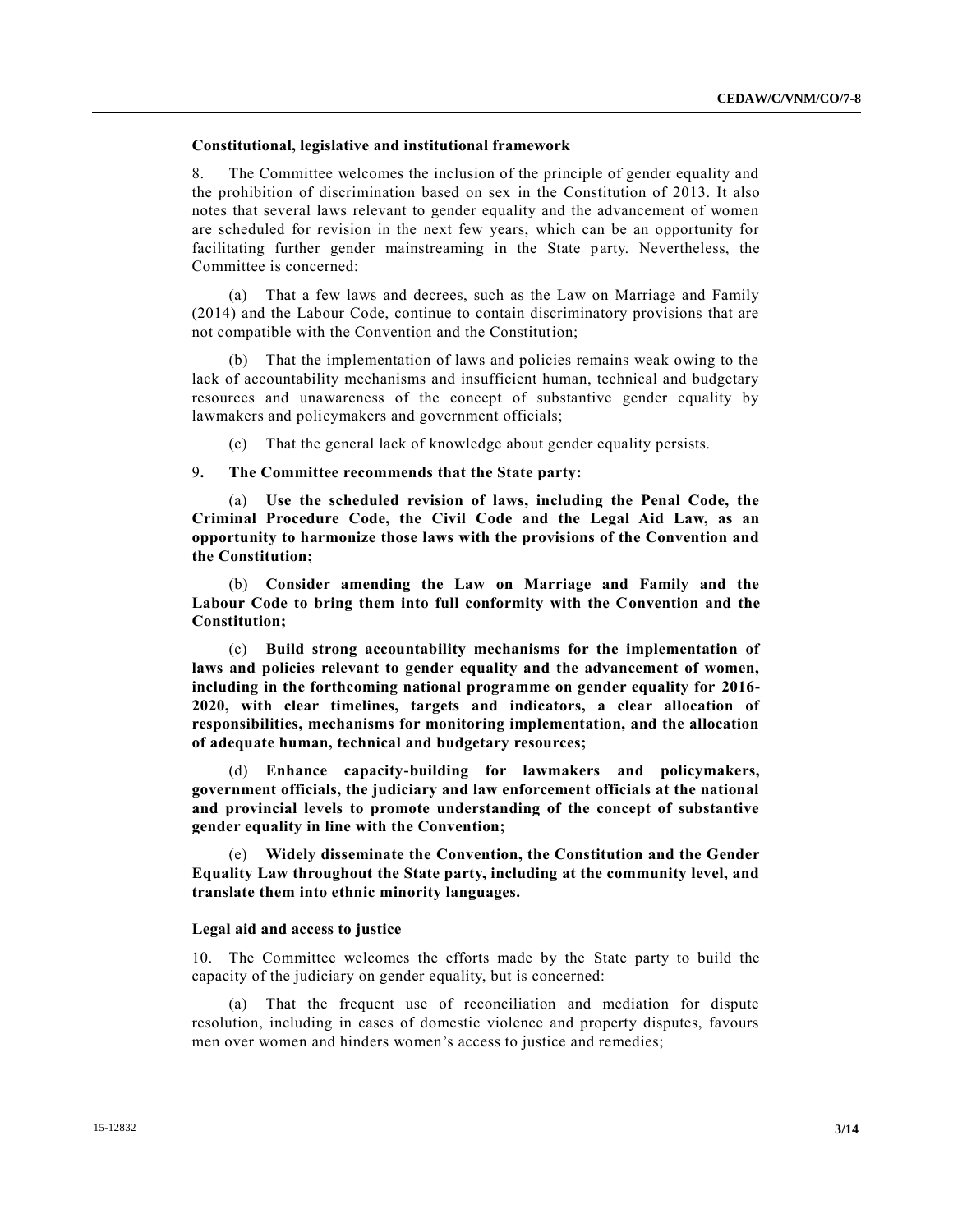**Constitutional, legislative and institutional framework**

8. The Committee welcomes the inclusion of the principle of gender equality and the prohibition of discrimination based on sex in the Constitution of 2013. It also notes that several laws relevant to gender equality and the advancement of women are scheduled for revision in the next few years, which can be an opportunity for facilitating further gender mainstreaming in the State party. Nevertheless, the Committee is concerned:

(a) That a few laws and decrees, such as the Law on Marriage and Family (2014) and the Labour Code, continue to contain discriminatory provisions that are not compatible with the Convention and the Constitution;

(b) That the implementation of laws and policies remains weak owing to the lack of accountability mechanisms and insufficient human, technical and budgetary resources and unawareness of the concept of substantive gender equality by lawmakers and policymakers and government officials;

(c) That the general lack of knowledge about gender equality persists.

9**. The Committee recommends that the State party:**

(a) **Use the scheduled revision of laws, including the Penal Code, the Criminal Procedure Code, the Civil Code and the Legal Aid Law, as an opportunity to harmonize those laws with the provisions of the Convention and the Constitution;**

(b) **Consider amending the Law on Marriage and Family and the Labour Code to bring them into full conformity with the Convention and the Constitution;**

(c) **Build strong accountability mechanisms for the implementation of laws and policies relevant to gender equality and the advancement of women, including in the forthcoming national programme on gender equality for 2016-2020, with clear timelines, targets and indicators, a clear allocation of responsibilities, mechanisms for monitoring implementation, and the allocation of adequate human, technical and budgetary resources;**

(d) **Enhance capacity-building for lawmakers and policymakers, government officials, the judiciary and law enforcement officials at the national and provincial levels to promote understanding of the concept of substantive gender equality in line with the Convention;**

(e) **Widely disseminate the Convention, the Constitution and the Gender Equality Law throughout the State party, including at the community level, and translate them into ethnic minority languages.**

**Legal aid and access to justice**

10. The Committee welcomes the efforts made by the State party to build the capacity of the judiciary on gender equality, but is concerned:

(a) That the frequent use of reconciliation and mediation for dispute resolution, including in cases of domestic violence and property disputes, favours men over women and hinders women's access to justice and remedies;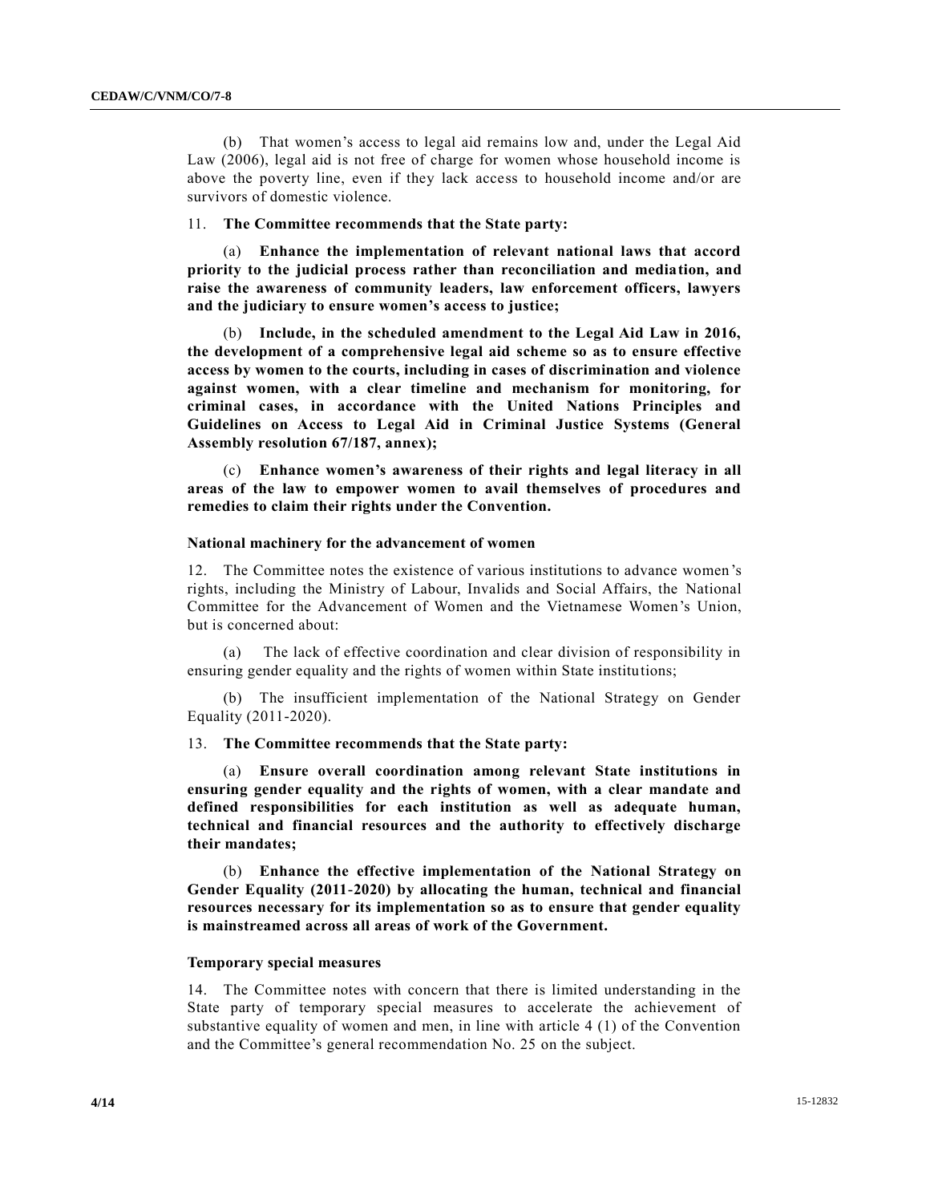(b) That women's access to legal aid remains low and, under the Legal Aid Law (2006), legal aid is not free of charge for women whose household income is above the poverty line, even if they lack access to household income and/or are survivors of domestic violence.

11. **The Committee recommends that the State party:**

(a) **Enhance the implementation of relevant national laws that accord priority to the judicial process rather than reconciliation and mediation, and raise the awareness of community leaders, law enforcement officers, lawyers and the judiciary to ensure women's access to justice;**

(b) **Include, in the scheduled amendment to the Legal Aid Law in 2016, the development of a comprehensive legal aid scheme so as to ensure effective access by women to the courts, including in cases of discrimination and violence against women, with a clear timeline and mechanism for monitoring, for criminal cases, in accordance with the United Nations Principles and Guidelines on Access to Legal Aid in Criminal Justice Systems (General Assembly resolution 67/187, annex);**

(c) **Enhance women's awareness of their rights and legal literacy in all areas of the law to empower women to avail themselves of procedures and remedies to claim their rights under the Convention.**

### National machinery for the advancement of women

12. The Committee notes the existence of various institutions to advance women's rights, including the Ministry of Labour, Invalids and Social Affairs, the National Committee for the Advancement of Women and the Vietnamese Women's Union, but is concerned about:

(a) The lack of effective coordination and clear division of responsibility in ensuring gender equality and the rights of women within State institutions;

(b) The insufficient implementation of the National Strategy on Gender Equality (2011-2020).

13. **The Committee recommends that the State party:**

(a) **Ensure overall coordination among relevant State institutions in ensuring gender equality and the rights of women, with a clear mandate and defined responsibilities for each institution as well as adequate human, technical and financial resources and the authority to effectively discharge their mandates;**

(b) **Enhance the effective implementation of the National Strategy on Gender Equality (2011-2020) by allocating the human, technical and financial resources necessary for its implementation so as to ensure that gender equality is mainstreamed across all areas of work of the Government.**

### Temporary special measures

14. The Committee notes with concern that there is limited understanding in the State party of temporary special measures to accelerate the achievement of substantive equality of women and men, in line with article 4 (1) of the Convention and the Committee's general recommendation No. 25 on the subject.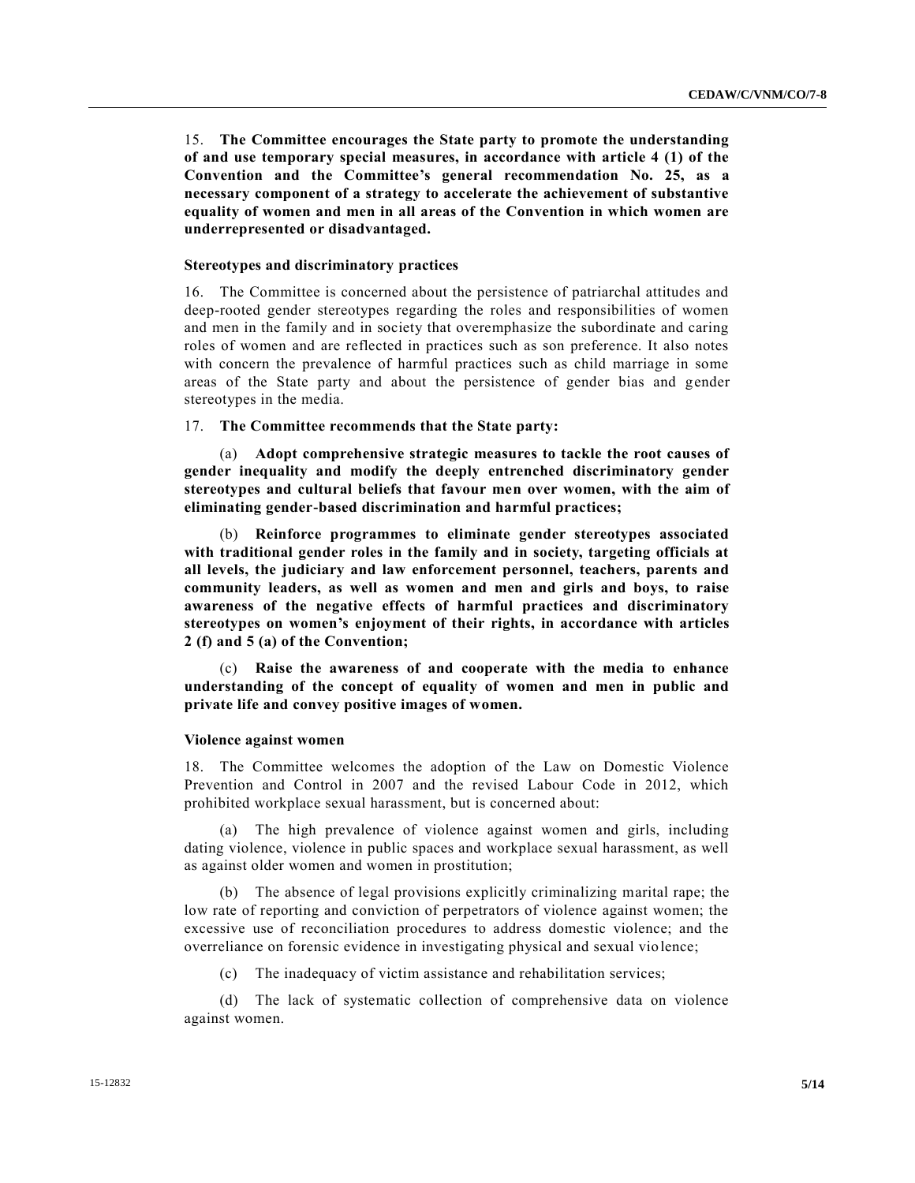15. **The Committee encourages the State party to promote the understanding of and use temporary special measures, in accordance with article 4 (1) of the Convention and the Committee's general recommendation No. 25, as a necessary component of a strategy to accelerate the achievement of substantive equality of women and men in all areas of the Convention in which women are underrepresented or disadvantaged.**

### Stereotypes and discriminatory practices

16. The Committee is concerned about the persistence of patriarchal attitudes and deep-rooted gender stereotypes regarding the roles and responsibilities of women and men in the family and in society that overemphasize the subordinate and caring roles of women and are reflected in practices such as son preference. It also notes with concern the prevalence of harmful practices such as child marriage in some areas of the State party and about the persistence of gender bias and gender stereotypes in the media.

17. **The Committee recommends that the State party:**

(a) **Adopt comprehensive strategic measures to tackle the root causes of gender inequality and modify the deeply entrenched discriminatory gender stereotypes and cultural beliefs that favour men over women, with the aim of eliminating gender-based discrimination and harmful practices;**

(b) **Reinforce programmes to eliminate gender stereotypes associated with traditional gender roles in the family and in society, targeting officials at all levels, the judiciary and law enforcement personnel, teachers, parents and community leaders, as well as women and men and girls and boys, to raise awareness of the negative effects of harmful practices and discriminatory stereotypes on women's enjoyment of their rights, in accordance with articles 2 (f) and 5 (a) of the Convention;**

(c) **Raise the awareness of and cooperate with the media to enhance understanding of the concept of equality of women and men in public and private life and convey positive images of women.**

### Violence against women

18. The Committee welcomes the adoption of the Law on Domestic Violence Prevention and Control in 2007 and the revised Labour Code in 2012, which prohibited workplace sexual harassment, but is concerned about:

(a) The high prevalence of violence against women and girls, including dating violence, violence in public spaces and workplace sexual harassment, as well as against older women and women in prostitution;

(b) The absence of legal provisions explicitly criminalizing marital rape; the low rate of reporting and conviction of perpetrators of violence against women; the excessive use of reconciliation procedures to address domestic violence; and the overreliance on forensic evidence in investigating physical and sexual violence;

(c) The inadequacy of victim assistance and rehabilitation services;

(d) The lack of systematic collection of comprehensive data on violence against women.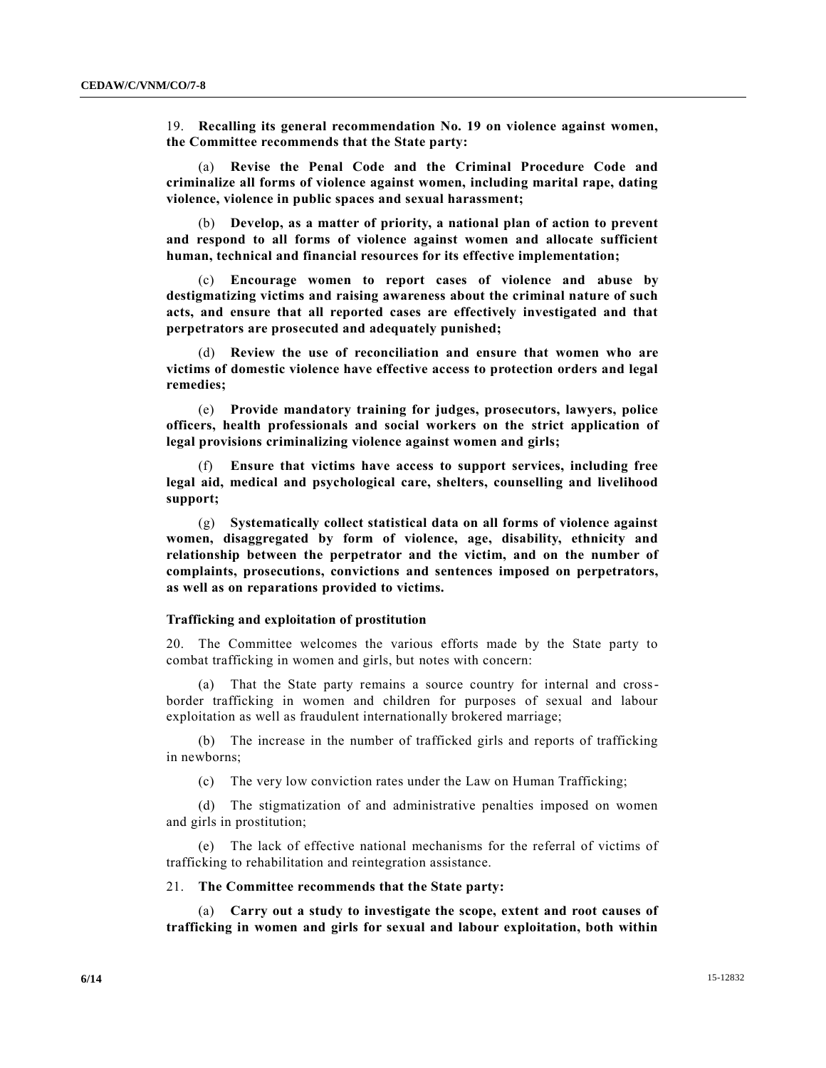19. **Recalling its general recommendation No. 19 on violence against women, the Committee recommends that the State party:**

(a) **Revise the Penal Code and the Criminal Procedure Code and criminalize all forms of violence against women, including marital rape, dating violence, violence in public spaces and sexual harassment;**

(b) **Develop, as a matter of priority, a national plan of action to prevent and respond to all forms of violence against women and allocate sufficient human, technical and financial resources for its effective implementation;**

(c) **Encourage women to report cases of violence and abuse by destigmatizing victims and raising awareness about the criminal nature of such acts, and ensure that all reported cases are effectively investigated and that perpetrators are prosecuted and adequately punished;**

(d) **Review the use of reconciliation and ensure that women who are victims of domestic violence have effective access to protection orders and legal remedies;**

(e) **Provide mandatory training for judges, prosecutors, lawyers, police officers, health professionals and social workers on the strict application of legal provisions criminalizing violence against women and girls;**

(f) **Ensure that victims have access to support services, including free legal aid, medical and psychological care, shelters, counselling and livelihood support;**

(g) **Systematically collect statistical data on all forms of violence against women, disaggregated by form of violence, age, disability, ethnicity and relationship between the perpetrator and the victim, and on the number of complaints, prosecutions, convictions and sentences imposed on perpetrators, as well as on reparations provided to victims.**

### Trafficking and exploitation of prostitution

20. The Committee welcomes the various efforts made by the State party to combat trafficking in women and girls, but notes with concern:

(a) That the State party remains a source country for internal and cross-border trafficking in women and children for purposes of sexual and labour exploitation as well as fraudulent internationally brokered marriage;

(b) The increase in the number of trafficked girls and reports of trafficking in newborns;

(c) The very low conviction rates under the Law on Human Trafficking;

(d) The stigmatization of and administrative penalties imposed on women and girls in prostitution;

(e) The lack of effective national mechanisms for the referral of victims of trafficking to rehabilitation and reintegration assistance.

21. **The Committee recommends that the State party:**

(a) **Carry out a study to investigate the scope, extent and root causes of trafficking in women and girls for sexual and labour exploitation, both within**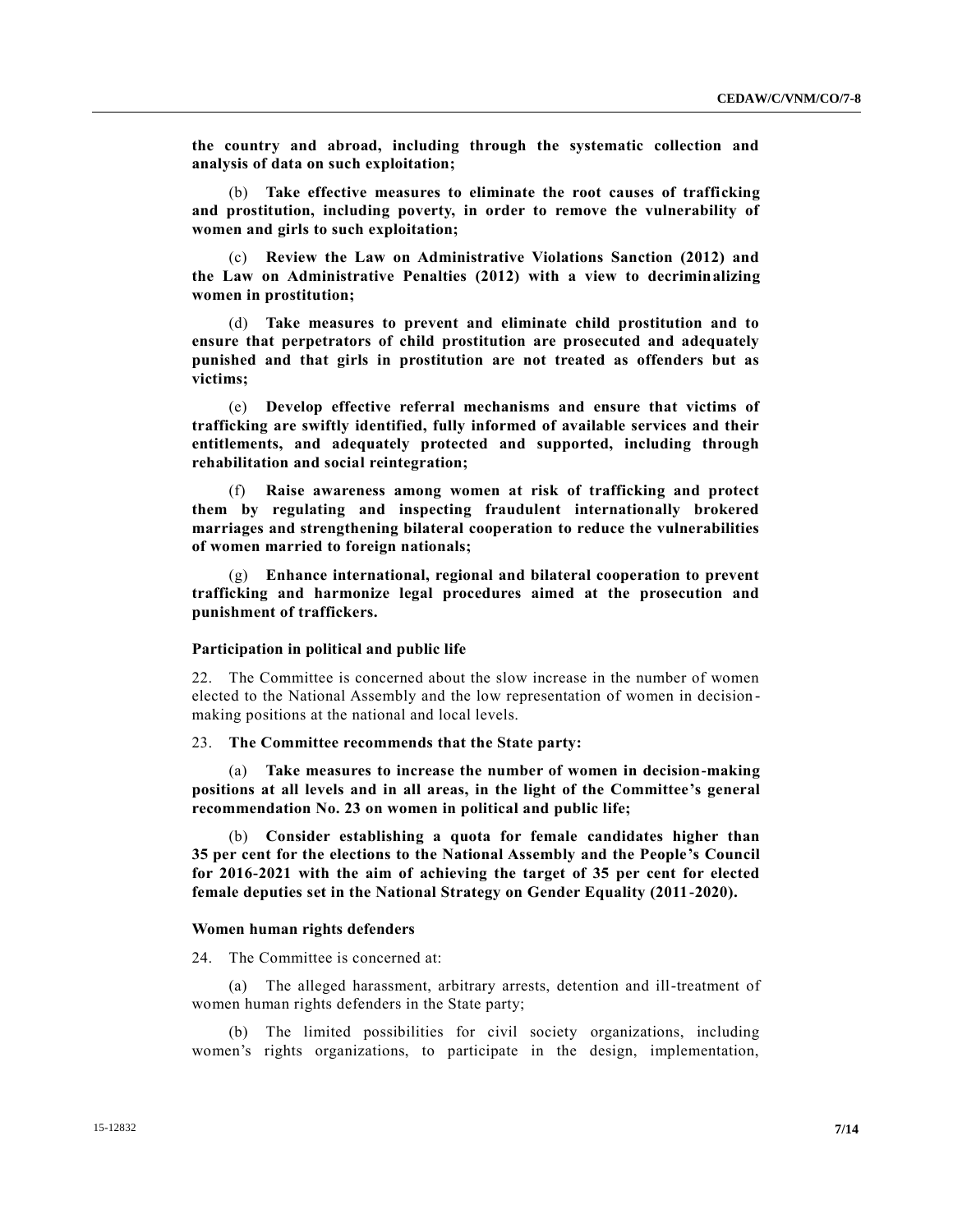**the country and abroad, including through the systematic collection and analysis of data on such exploitation;**

(b) **Take effective measures to eliminate the root causes of trafficking and prostitution, including poverty, in order to remove the vulnerability of women and girls to such exploitation;**

(c) **Review the Law on Administrative Violations Sanction (2012) and the Law on Administrative Penalties (2012) with a view to decriminalizing women in prostitution;**

(d) **Take measures to prevent and eliminate child prostitution and to ensure that perpetrators of child prostitution are prosecuted and adequately punished and that girls in prostitution are not treated as offenders but as victims;**

(e) **Develop effective referral mechanisms and ensure that victims of trafficking are swiftly identified, fully informed of available services and their entitlements, and adequately protected and supported, including through rehabilitation and social reintegration;**

(f) **Raise awareness among women at risk of trafficking and protect them by regulating and inspecting fraudulent internationally brokered marriages and strengthening bilateral cooperation to reduce the vulnerabilities of women married to foreign nationals;**

(g) **Enhance international, regional and bilateral cooperation to prevent trafficking and harmonize legal procedures aimed at the prosecution and punishment of traffickers.**

### Participation in political and public life

22. The Committee is concerned about the slow increase in the number of women elected to the National Assembly and the low representation of women in decision-making positions at the national and local levels.

23. **The Committee recommends that the State party:**

(a) **Take measures to increase the number of women in decision-making positions at all levels and in all areas, in the light of the Committee's general recommendation No. 23 on women in political and public life;**

(b) **Consider establishing a quota for female candidates higher than 35 per cent for the elections to the National Assembly and the People's Council for 2016-2021 with the aim of achieving the target of 35 per cent for elected female deputies set in the National Strategy on Gender Equality (2011-2020).**

### Women human rights defenders

24. The Committee is concerned at:

(a) The alleged harassment, arbitrary arrests, detention and ill-treatment of women human rights defenders in the State party;

(b) The limited possibilities for civil society organizations, including women's rights organizations, to participate in the design, implementation,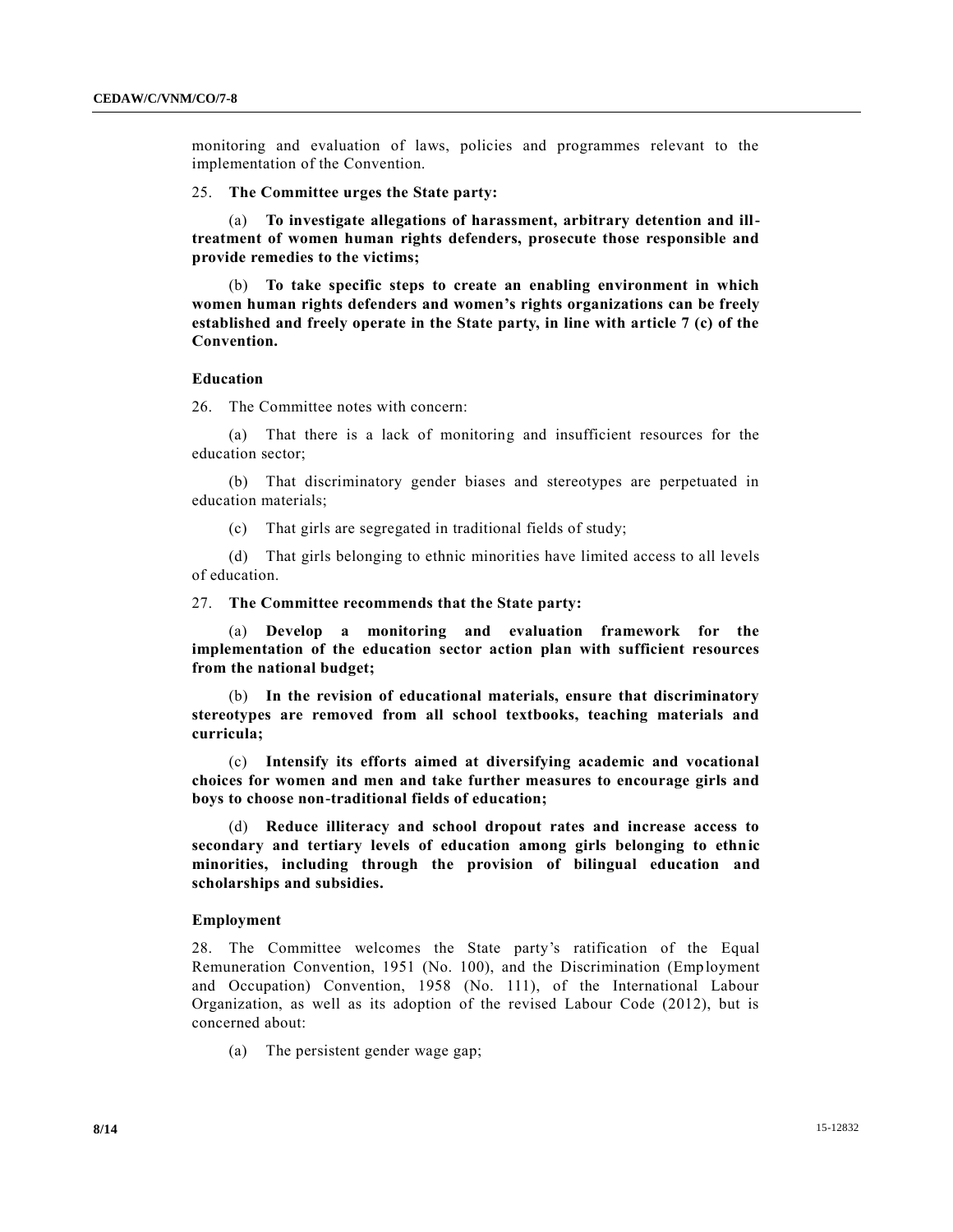monitoring and evaluation of laws, policies and programmes relevant to the implementation of the Convention.

25. **The Committee urges the State party:**

(a) **To investigate allegations of harassment, arbitrary detention and ill-treatment of women human rights defenders, prosecute those responsible and provide remedies to the victims;**

(b) **To take specific steps to create an enabling environment in which women human rights defenders and women's rights organizations can be freely established and freely operate in the State party, in line with article 7 (c) of the Convention.**

### Education

26. The Committee notes with concern:

(a) That there is a lack of monitoring and insufficient resources for the education sector;

(b) That discriminatory gender biases and stereotypes are perpetuated in education materials;

(c) That girls are segregated in traditional fields of study;

(d) That girls belonging to ethnic minorities have limited access to all levels of education.

27. **The Committee recommends that the State party:**

(a) **Develop a monitoring and evaluation framework for the implementation of the education sector action plan with sufficient resources from the national budget;**

(b) **In the revision of educational materials, ensure that discriminatory stereotypes are removed from all school textbooks, teaching materials and curricula;**

(c) **Intensify its efforts aimed at diversifying academic and vocational choices for women and men and take further measures to encourage girls and boys to choose non-traditional fields of education;**

(d) **Reduce illiteracy and school dropout rates and increase access to secondary and tertiary levels of education among girls belonging to ethnic minorities, including through the provision of bilingual education and scholarships and subsidies.**

### Employment

28. The Committee welcomes the State party's ratification of the Equal Remuneration Convention, 1951 (No. 100), and the Discrimination (Employment and Occupation) Convention, 1958 (No. 111), of the International Labour Organization, as well as its adoption of the revised Labour Code (2012), but is concerned about:

(a) The persistent gender wage gap;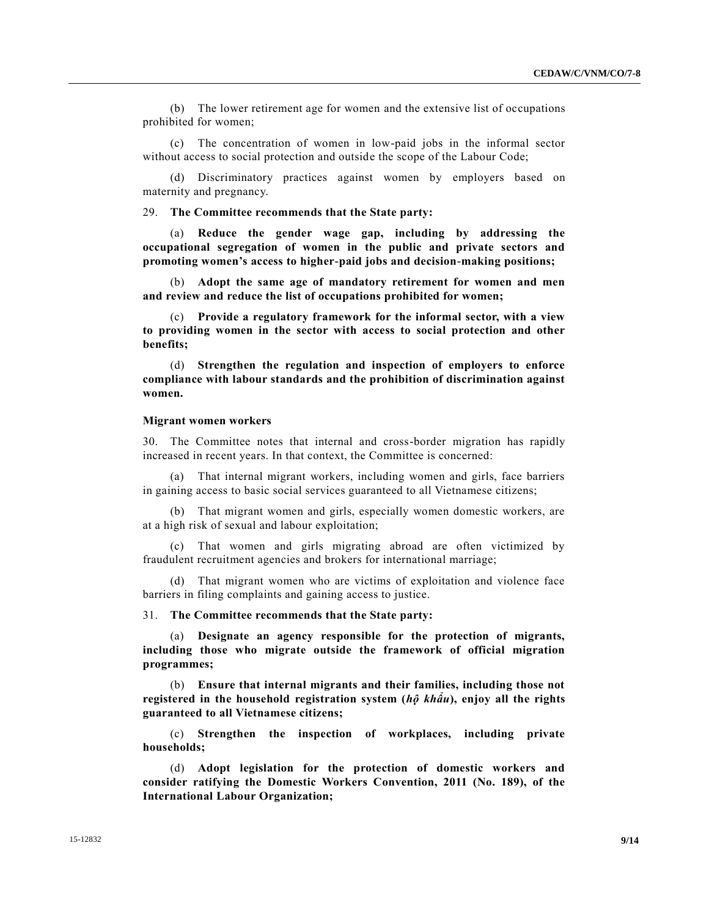(b) The lower retirement age for women and the extensive list of occupations prohibited for women;

(c) The concentration of women in low-paid jobs in the informal sector without access to social protection and outside the scope of the Labour Code;

(d) Discriminatory practices against women by employers based on maternity and pregnancy.

29. **The Committee recommends that the State party:**

(a) **Reduce the gender wage gap, including by addressing the occupational segregation of women in the public and private sectors and promoting women's access to higher-paid jobs and decision-making positions;**

(b) **Adopt the same age of mandatory retirement for women and men and review and reduce the list of occupations prohibited for women;**

(c) **Provide a regulatory framework for the informal sector, with a view to providing women in the sector with access to social protection and other benefits;**

(d) **Strengthen the regulation and inspection of employers to enforce compliance with labour standards and the prohibition of discrimination against women.**

### Migrant women workers

30. The Committee notes that internal and cross-border migration has rapidly increased in recent years. In that context, the Committee is concerned:

(a) That internal migrant workers, including women and girls, face barriers in gaining access to basic social services guaranteed to all Vietnamese citizens;

(b) That migrant women and girls, especially women domestic workers, are at a high risk of sexual and labour exploitation;

(c) That women and girls migrating abroad are often victimized by fraudulent recruitment agencies and brokers for international marriage;

(d) That migrant women who are victims of exploitation and violence face barriers in filing complaints and gaining access to justice.

31. **The Committee recommends that the State party:**

(a) **Designate an agency responsible for the protection of migrants, including those who migrate outside the framework of official migration programmes;**

(b) **Ensure that internal migrants and their families, including those not registered in the household registration system (*hộ khẩu*), enjoy all the rights guaranteed to all Vietnamese citizens;**

(c) **Strengthen the inspection of workplaces, including private households;**

(d) **Adopt legislation for the protection of domestic workers and consider ratifying the Domestic Workers Convention, 2011 (No. 189), of the International Labour Organization;**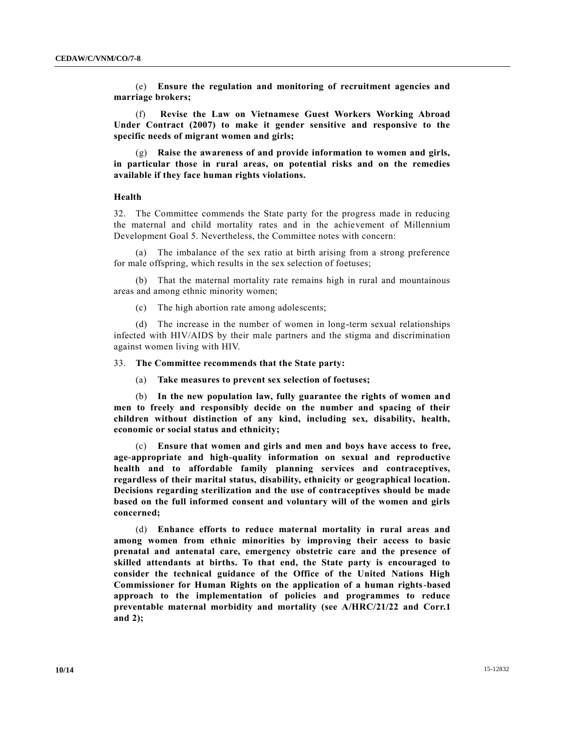(e) **Ensure the regulation and monitoring of recruitment agencies and marriage brokers;**

(f) **Revise the Law on Vietnamese Guest Workers Working Abroad Under Contract (2007) to make it gender sensitive and responsive to the specific needs of migrant women and girls;**

(g) **Raise the awareness of and provide information to women and girls, in particular those in rural areas, on potential risks and on the remedies available if they face human rights violations.**

### Health

32. The Committee commends the State party for the progress made in reducing the maternal and child mortality rates and in the achievement of Millennium Development Goal 5. Nevertheless, the Committee notes with concern:

(a) The imbalance of the sex ratio at birth arising from a strong preference for male offspring, which results in the sex selection of foetuses;

(b) That the maternal mortality rate remains high in rural and mountainous areas and among ethnic minority women;

(c) The high abortion rate among adolescents;

(d) The increase in the number of women in long-term sexual relationships infected with HIV/AIDS by their male partners and the stigma and discrimination against women living with HIV.

33. **The Committee recommends that the State party:**

(a) **Take measures to prevent sex selection of foetuses;**

(b) **In the new population law, fully guarantee the rights of women and men to freely and responsibly decide on the number and spacing of their children without distinction of any kind, including sex, disability, health, economic or social status and ethnicity;**

(c) **Ensure that women and girls and men and boys have access to free, age-appropriate and high-quality information on sexual and reproductive health and to affordable family planning services and contraceptives, regardless of their marital status, disability, ethnicity or geographical location. Decisions regarding sterilization and the use of contraceptives should be made based on the full informed consent and voluntary will of the women and girls concerned;**

(d) **Enhance efforts to reduce maternal mortality in rural areas and among women from ethnic minorities by improving their access to basic prenatal and antenatal care, emergency obstetric care and the presence of skilled attendants at births. To that end, the State party is encouraged to consider the technical guidance of the Office of the United Nations High Commissioner for Human Rights on the application of a human rights-based approach to the implementation of policies and programmes to reduce preventable maternal morbidity and mortality (see A/HRC/21/22 and Corr.1 and 2);**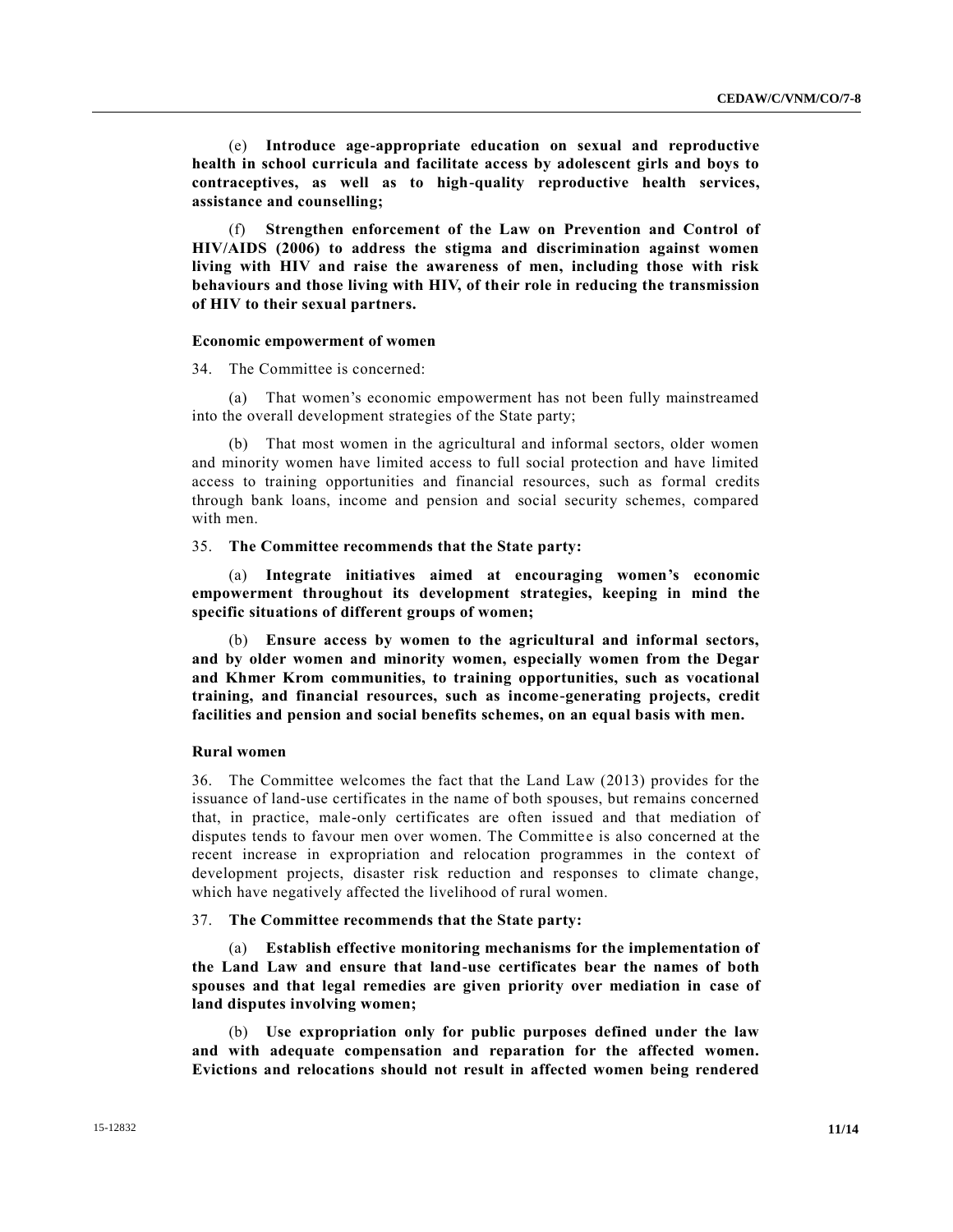(e) **Introduce age-appropriate education on sexual and reproductive health in school curricula and facilitate access by adolescent girls and boys to contraceptives, as well as to high-quality reproductive health services, assistance and counselling;**

(f) **Strengthen enforcement of the Law on Prevention and Control of HIV/AIDS (2006) to address the stigma and discrimination against women living with HIV and raise the awareness of men, including those with risk behaviours and those living with HIV, of their role in reducing the transmission of HIV to their sexual partners.**

### Economic empowerment of women

34. The Committee is concerned:

(a) That women's economic empowerment has not been fully mainstreamed into the overall development strategies of the State party;

(b) That most women in the agricultural and informal sectors, older women and minority women have limited access to full social protection and have limited access to training opportunities and financial resources, such as formal credits through bank loans, income and pension and social security schemes, compared with men.

35. **The Committee recommends that the State party:**

(a) **Integrate initiatives aimed at encouraging women's economic empowerment throughout its development strategies, keeping in mind the specific situations of different groups of women;**

(b) **Ensure access by women to the agricultural and informal sectors, and by older women and minority women, especially women from the Degar and Khmer Krom communities, to training opportunities, such as vocational training, and financial resources, such as income-generating projects, credit facilities and pension and social benefits schemes, on an equal basis with men.**

### Rural women

36. The Committee welcomes the fact that the Land Law (2013) provides for the issuance of land-use certificates in the name of both spouses, but remains concerned that, in practice, male-only certificates are often issued and that mediation of disputes tends to favour men over women. The Committee is also concerned at the recent increase in expropriation and relocation programmes in the context of development projects, disaster risk reduction and responses to climate change, which have negatively affected the livelihood of rural women.

37. **The Committee recommends that the State party:**

(a) **Establish effective monitoring mechanisms for the implementation of the Land Law and ensure that land-use certificates bear the names of both spouses and that legal remedies are given priority over mediation in case of land disputes involving women;**

(b) **Use expropriation only for public purposes defined under the law and with adequate compensation and reparation for the affected women. Evictions and relocations should not result in affected women being rendered**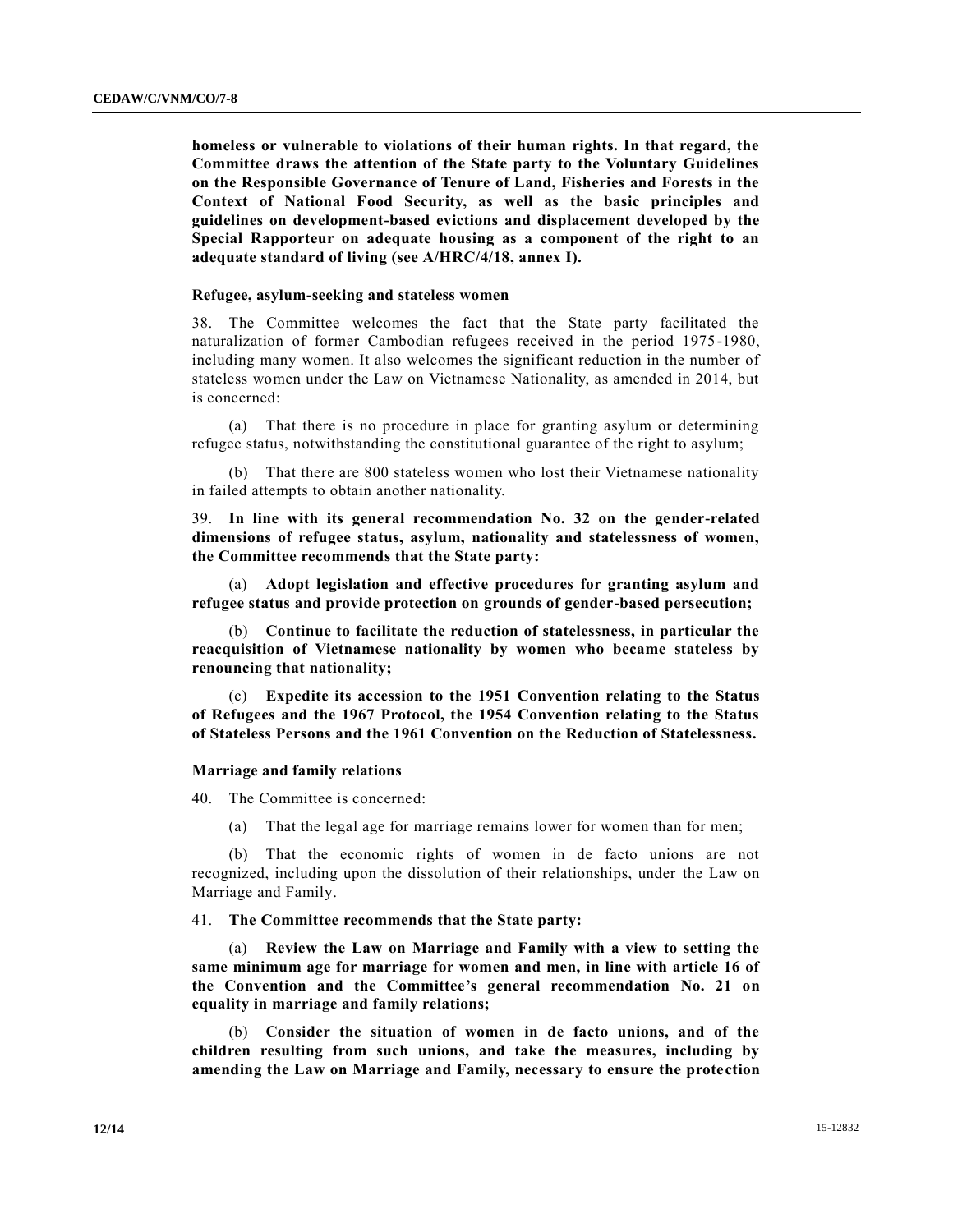**homeless or vulnerable to violations of their human rights. In that regard, the Committee draws the attention of the State party to the Voluntary Guidelines on the Responsible Governance of Tenure of Land, Fisheries and Forests in the Context of National Food Security, as well as the basic principles and guidelines on development-based evictions and displacement developed by the Special Rapporteur on adequate housing as a component of the right to an adequate standard of living (see A/HRC/4/18, annex I).**

### Refugee, asylum-seeking and stateless women

38. The Committee welcomes the fact that the State party facilitated the naturalization of former Cambodian refugees received in the period 1975-1980, including many women. It also welcomes the significant reduction in the number of stateless women under the Law on Vietnamese Nationality, as amended in 2014, but is concerned:

(a) That there is no procedure in place for granting asylum or determining refugee status, notwithstanding the constitutional guarantee of the right to asylum;

(b) That there are 800 stateless women who lost their Vietnamese nationality in failed attempts to obtain another nationality.

39. **In line with its general recommendation No. 32 on the gender-related dimensions of refugee status, asylum, nationality and statelessness of women, the Committee recommends that the State party:**

(a) **Adopt legislation and effective procedures for granting asylum and refugee status and provide protection on grounds of gender-based persecution;**

(b) **Continue to facilitate the reduction of statelessness, in particular the reacquisition of Vietnamese nationality by women who became stateless by renouncing that nationality;**

(c) **Expedite its accession to the 1951 Convention relating to the Status of Refugees and the 1967 Protocol, the 1954 Convention relating to the Status of Stateless Persons and the 1961 Convention on the Reduction of Statelessness.**

### Marriage and family relations

40. The Committee is concerned:

(a) That the legal age for marriage remains lower for women than for men;

(b) That the economic rights of women in de facto unions are not recognized, including upon the dissolution of their relationships, under the Law on Marriage and Family.

41. **The Committee recommends that the State party:**

(a) **Review the Law on Marriage and Family with a view to setting the same minimum age for marriage for women and men, in line with article 16 of the Convention and the Committee's general recommendation No. 21 on equality in marriage and family relations;**

(b) **Consider the situation of women in de facto unions, and of the children resulting from such unions, and take the measures, including by amending the Law on Marriage and Family, necessary to ensure the protection**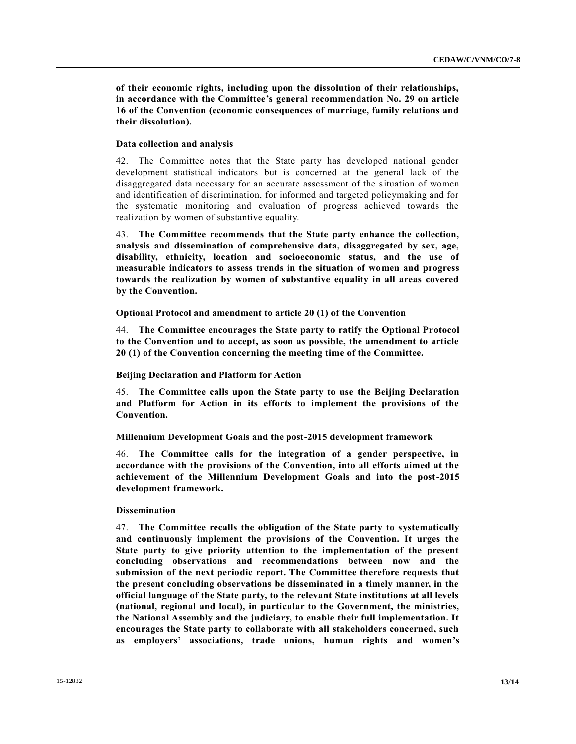**of their economic rights, including upon the dissolution of their relationships, in accordance with the Committee's general recommendation No. 29 on article 16 of the Convention (economic consequences of marriage, family relations and their dissolution).**

**Data collection and analysis**

42. The Committee notes that the State party has developed national gender development statistical indicators but is concerned at the general lack of the disaggregated data necessary for an accurate assessment of the situation of women and identification of discrimination, for informed and targeted policymaking and for the systematic monitoring and evaluation of progress achieved towards the realization by women of substantive equality.

43. **The Committee recommends that the State party enhance the collection, analysis and dissemination of comprehensive data, disaggregated by sex, age, disability, ethnicity, location and socioeconomic status, and the use of measurable indicators to assess trends in the situation of women and progress towards the realization by women of substantive equality in all areas covered by the Convention.**

**Optional Protocol and amendment to article 20 (1) of the Convention**

44. **The Committee encourages the State party to ratify the Optional Protocol to the Convention and to accept, as soon as possible, the amendment to article 20 (1) of the Convention concerning the meeting time of the Committee.**

**Beijing Declaration and Platform for Action**

45. **The Committee calls upon the State party to use the Beijing Declaration and Platform for Action in its efforts to implement the provisions of the Convention.**

**Millennium Development Goals and the post-2015 development framework**

46. **The Committee calls for the integration of a gender perspective, in accordance with the provisions of the Convention, into all efforts aimed at the achievement of the Millennium Development Goals and into the post-2015 development framework.**

**Dissemination**

47. **The Committee recalls the obligation of the State party to systematically and continuously implement the provisions of the Convention. It urges the State party to give priority attention to the implementation of the present concluding observations and recommendations between now and the submission of the next periodic report. The Committee therefore requests that the present concluding observations be disseminated in a timely manner, in the official language of the State party, to the relevant State institutions at all levels (national, regional and local), in particular to the Government, the ministries, the National Assembly and the judiciary, to enable their full implementation. It encourages the State party to collaborate with all stakeholders concerned, such as employers' associations, trade unions, human rights and women's**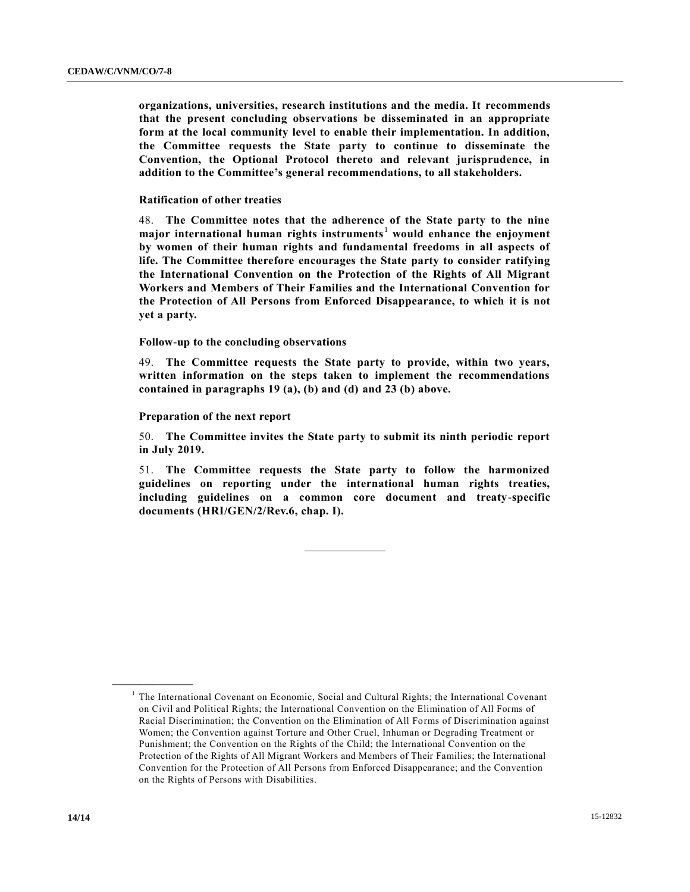**organizations, universities, research institutions and the media. It recommends that the present concluding observations be disseminated in an appropriate form at the local community level to enable their implementation. In addition, the Committee requests the State party to continue to disseminate the Convention, the Optional Protocol thereto and relevant jurisprudence, in addition to the Committee's general recommendations, to all stakeholders.**

### Ratification of other treaties

48. **The Committee notes that the adherence of the State party to the nine major international human rights instruments[1] would enhance the enjoyment by women of their human rights and fundamental freedoms in all aspects of life. The Committee therefore encourages the State party to consider ratifying the International Convention on the Protection of the Rights of All Migrant Workers and Members of Their Families and the International Convention for the Protection of All Persons from Enforced Disappearance, to which it is not yet a party.**

### Follow-up to the concluding observations

49. **The Committee requests the State party to provide, within two years, written information on the steps taken to implement the recommendations contained in paragraphs 19 (a), (b) and (d) and 23 (b) above.**

### Preparation of the next report

50. **The Committee invites the State party to submit its ninth periodic report in July 2019.**

51. **The Committee requests the State party to follow the harmonized guidelines on reporting under the international human rights treaties, including guidelines on a common core document and treaty-specific documents (HRI/GEN/2/Rev.6, chap. I).**

---

[1] The International Covenant on Economic, Social and Cultural Rights; the International Covenant on Civil and Political Rights; the International Convention on the Elimination of All Forms of Racial Discrimination; the Convention on the Elimination of All Forms of Discrimination against Women; the Convention against Torture and Other Cruel, Inhuman or Degrading Treatment or Punishment; the Convention on the Rights of the Child; the International Convention on the Protection of the Rights of All Migrant Workers and Members of Their Families; the International Convention for the Protection of All Persons from Enforced Disappearance; and the Convention on the Rights of Persons with Disabilities.